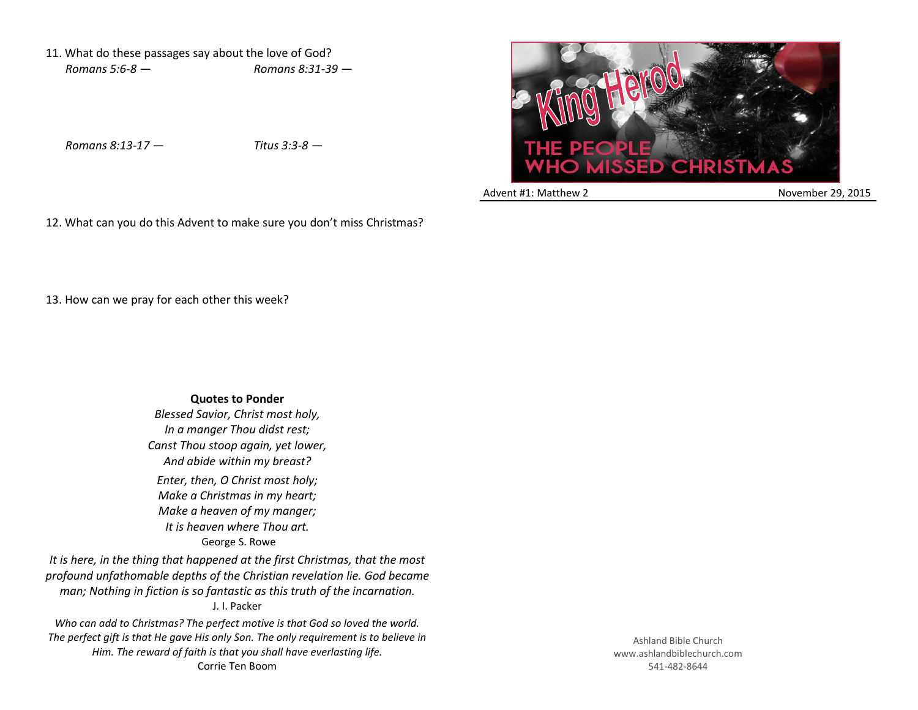11. What do these passages say about the love of God?

*Romans 5:6-8 —*

*Romans 8:31-39 —*

*Romans 8:13-17 —*

*Titus 3:3-8 —*

12. What can you do this Advent to make sure you don't miss Christmas?

13. How can we pray for each other this week?

**Quotes to Ponder**

*Blessed Savior, Christ most holy,*
*In a manger Thou didst rest;*
*Canst Thou stoop again, yet lower,*
*And abide within my breast?*

*Enter, then, O Christ most holy;*
*Make a Christmas in my heart;*
*Make a heaven of my manger;*
*It is heaven where Thou art.*

George S. Rowe

*It is here, in the thing that happened at the first Christmas, that the most profound unfathomable depths of the Christian revelation lie. God became man; Nothing in fiction is so fantastic as this truth of the incarnation.*

J. I. Packer

*Who can add to Christmas? The perfect motive is that God so loved the world. The perfect gift is that He gave His only Son. The only requirement is to believe in Him. The reward of faith is that you shall have everlasting life.*

Corrie Ten Boom

# King Herod

## THE PEOPLE WHO MISSED CHRISTMAS

Advent #1: Matthew 2 — November 29, 2015

Ashland Bible Church
www.ashlandbiblechurch.com
541-482-8644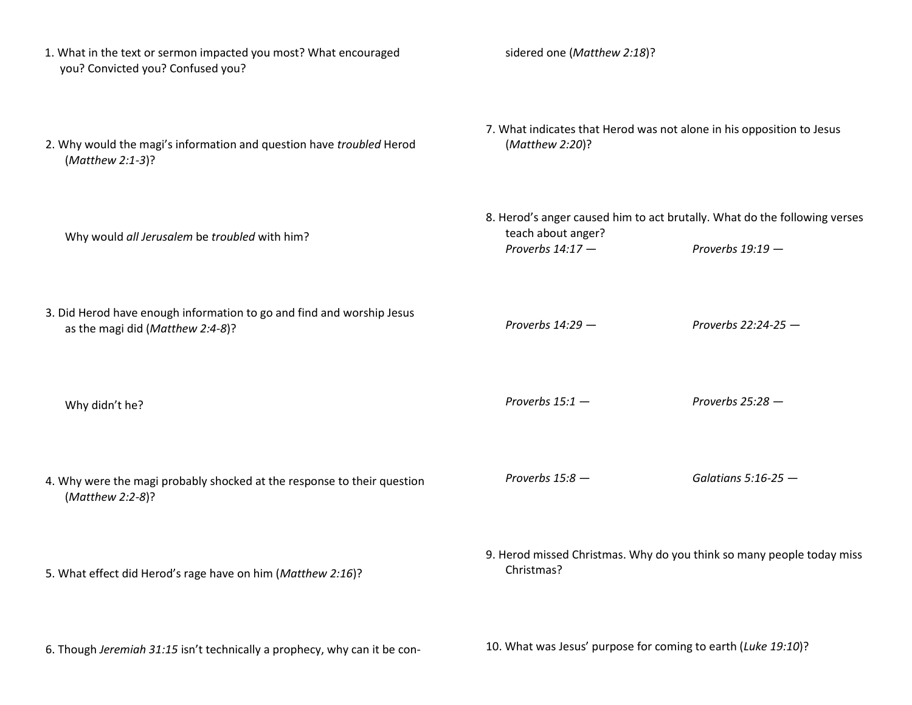1. What in the text or sermon impacted you most? What encouraged you? Convicted you? Confused you?

2. Why would the magi's information and question have *troubled* Herod (*Matthew 2:1-3*)?

   Why would *all Jerusalem* be *troubled* with him?

3. Did Herod have enough information to go and find and worship Jesus as the magi did (*Matthew 2:4-8*)?

   Why didn't he?

4. Why were the magi probably shocked at the response to their question (*Matthew 2:2-8*)?

5. What effect did Herod's rage have on him (*Matthew 2:16*)?

6. Though *Jeremiah 31:15* isn't technically a prophecy, why can it be considered one (*Matthew 2:18*)?

7. What indicates that Herod was not alone in his opposition to Jesus (*Matthew 2:20*)?

8. Herod's anger caused him to act brutally. What do the following verses teach about anger?

   *Proverbs 14:17 —*

   *Proverbs 14:29 —*

   *Proverbs 15:1 —*

   *Proverbs 15:8 —*

   *Proverbs 19:19 —*

   *Proverbs 22:24-25 —*

   *Proverbs 25:28 —*

   *Galatians 5:16-25 —*

9. Herod missed Christmas. Why do you think so many people today miss Christmas?

10. What was Jesus' purpose for coming to earth (*Luke 19:10*)?